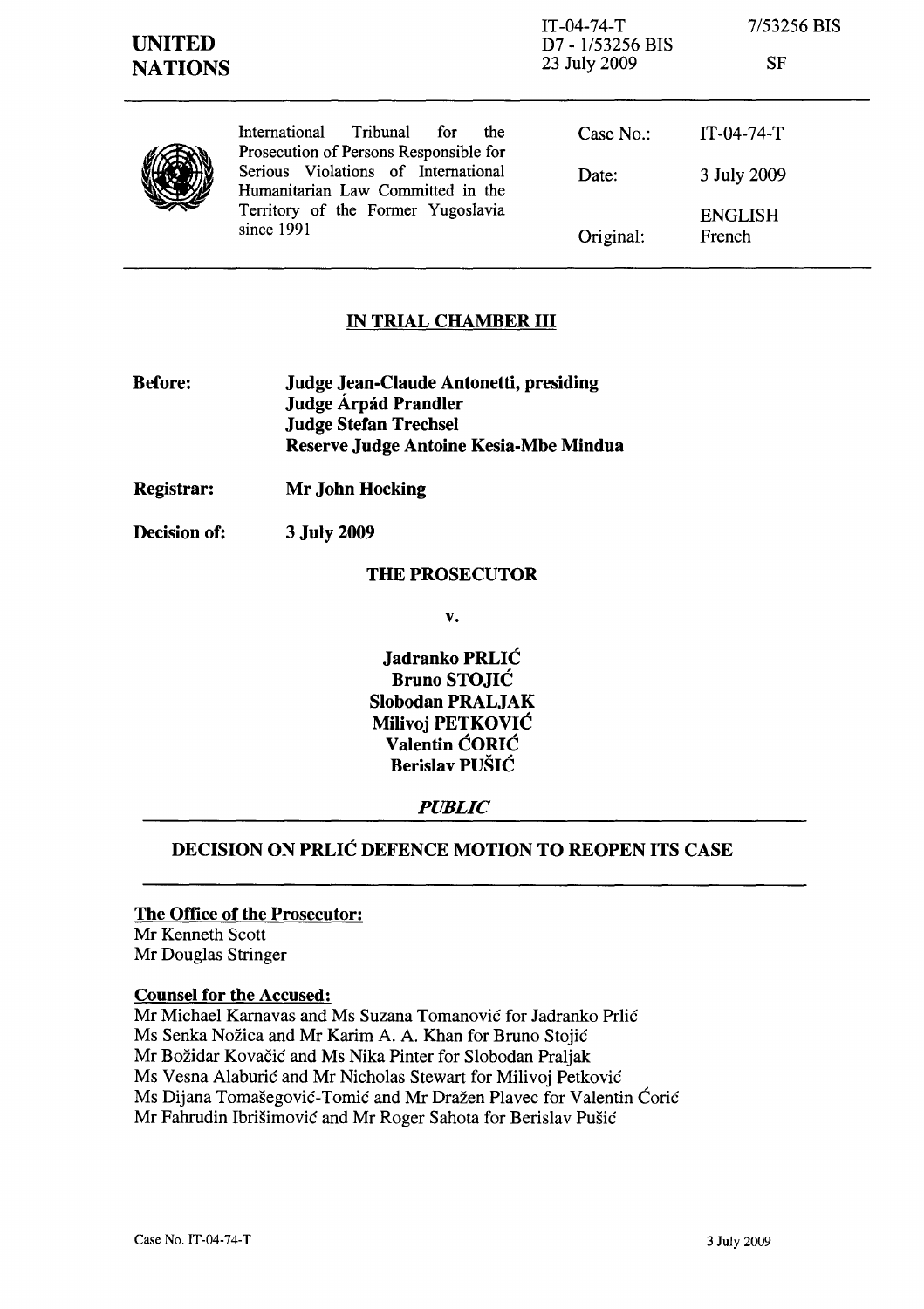| UNITED NATIONS | IT-04-74-T<br>D7 - 1/53256 BIS<br>23 July 2009 | 7/53256 BIS<br><br>SF |
|---|---|---|

| International Tribunal for the Prosecution of Persons Responsible for Serious Violations of International Humanitarian Law Committed in the Territory of the Former Yugoslavia since 1991 | Case No.: | IT-04-74-T |
|---|---|---|
| | Date: | 3 July 2009 |
| | | ENGLISH |
| | Original: | French |

## IN TRIAL CHAMBER III

**Before:** **Judge Jean-Claude Antonetti, presiding**
**Judge Árpád Prandler**
**Judge Stefan Trechsel**
**Reserve Judge Antoine Kesia-Mbe Mindua**

**Registrar:** **Mr John Hocking**

**Decision of:** **3 July 2009**

**THE PROSECUTOR**

**v.**

**Jadranko PRLIĆ**
**Bruno STOJIĆ**
**Slobodan PRALJAK**
**Milivoj PETKOVIĆ**
**Valentin ĆORIĆ**
**Berislav PUŠIĆ**

***PUBLIC***

## DECISION ON PRLIĆ DEFENCE MOTION TO REOPEN ITS CASE

**The Office of the Prosecutor:**
Mr Kenneth Scott
Mr Douglas Stringer

**Counsel for the Accused:**
Mr Michael Karnavas and Ms Suzana Tomanović for Jadranko Prlić
Ms Senka Nožica and Mr Karim A. A. Khan for Bruno Stojić
Mr Božidar Kovačić and Ms Nika Pinter for Slobodan Praljak
Ms Vesna Alaburić and Mr Nicholas Stewart for Milivoj Petković
Ms Dijana Tomašegović-Tomić and Mr Dražen Plavec for Valentin Ćorić
Mr Fahrudin Ibrišimović and Mr Roger Sahota for Berislav Pušić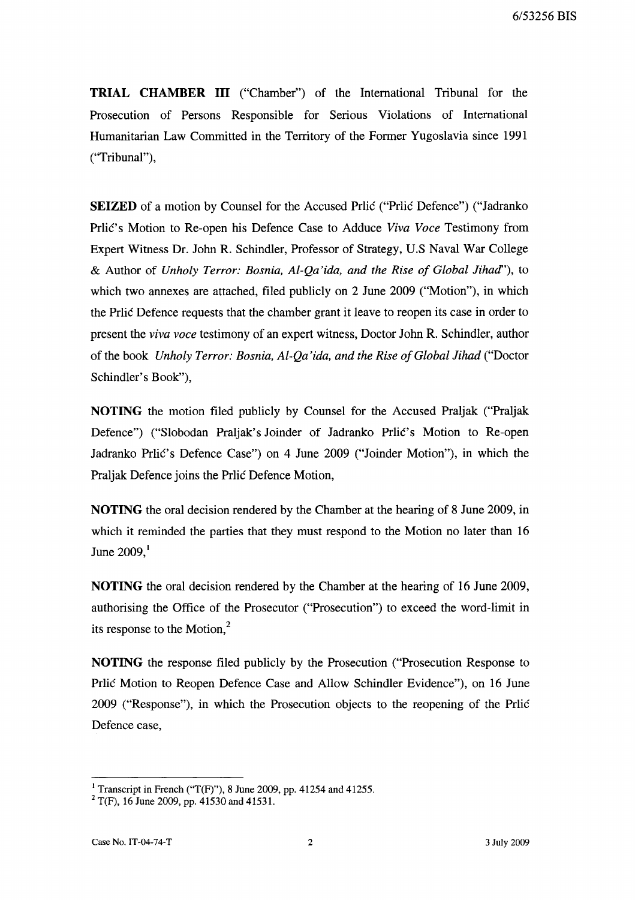**TRIAL CHAMBER III** ("Chamber") of the International Tribunal for the Prosecution of Persons Responsible for Serious Violations of International Humanitarian Law Committed in the Territory of the Former Yugoslavia since 1991 ("Tribunal"),

**SEIZED** of a motion by Counsel for the Accused Prlić ("Prlić Defence") ("Jadranko Prlić's Motion to Re-open his Defence Case to Adduce *Viva Voce* Testimony from Expert Witness Dr. John R. Schindler, Professor of Strategy, U.S Naval War College & Author of *Unholy Terror: Bosnia, Al-Qa'ida, and the Rise of Global Jihad*"), to which two annexes are attached, filed publicly on 2 June 2009 ("Motion"), in which the Prlić Defence requests that the chamber grant it leave to reopen its case in order to present the *viva voce* testimony of an expert witness, Doctor John R. Schindler, author of the book *Unholy Terror: Bosnia, Al-Qa'ida, and the Rise of Global Jihad* ("Doctor Schindler's Book"),

**NOTING** the motion filed publicly by Counsel for the Accused Praljak ("Praljak Defence") ("Slobodan Praljak's Joinder of Jadranko Prlić's Motion to Re-open Jadranko Prlić's Defence Case") on 4 June 2009 ("Joinder Motion"), in which the Praljak Defence joins the Prlić Defence Motion,

**NOTING** the oral decision rendered by the Chamber at the hearing of 8 June 2009, in which it reminded the parties that they must respond to the Motion no later than 16 June 2009,[1]

**NOTING** the oral decision rendered by the Chamber at the hearing of 16 June 2009, authorising the Office of the Prosecutor ("Prosecution") to exceed the word-limit in its response to the Motion,[2]

**NOTING** the response filed publicly by the Prosecution ("Prosecution Response to Prlić Motion to Reopen Defence Case and Allow Schindler Evidence"), on 16 June 2009 ("Response"), in which the Prosecution objects to the reopening of the Prlić Defence case,

---

[1] Transcript in French ("T(F)"), 8 June 2009, pp. 41254 and 41255.

[2] T(F), 16 June 2009, pp. 41530 and 41531.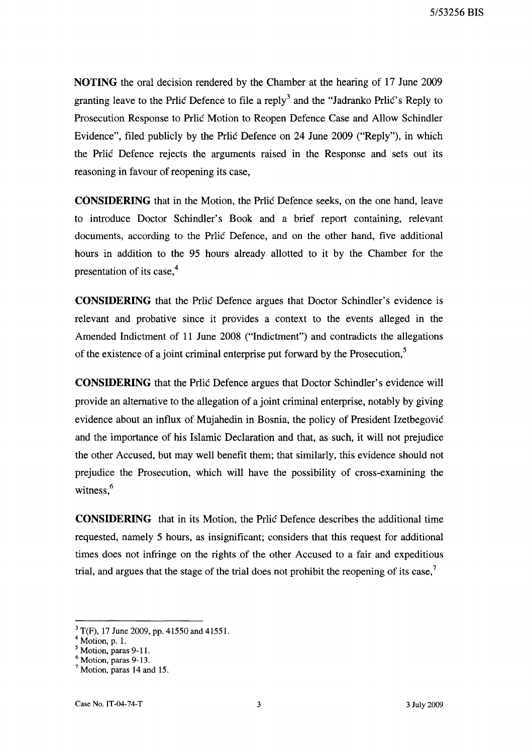**NOTING** the oral decision rendered by the Chamber at the hearing of 17 June 2009 granting leave to the Prlić Defence to file a reply[3] and the "Jadranko Prlić's Reply to Prosecution Response to Prlić Motion to Reopen Defence Case and Allow Schindler Evidence", filed publicly by the Prlić Defence on 24 June 2009 ("Reply"), in which the Prlić Defence rejects the arguments raised in the Response and sets out its reasoning in favour of reopening its case,

**CONSIDERING** that in the Motion, the Prlić Defence seeks, on the one hand, leave to introduce Doctor Schindler's Book and a brief report containing, relevant documents, according to the Prlić Defence, and on the other hand, five additional hours in addition to the 95 hours already allotted to it by the Chamber for the presentation of its case,[4]

**CONSIDERING** that the Prlić Defence argues that Doctor Schindler's evidence is relevant and probative since it provides a context to the events alleged in the Amended Indictment of 11 June 2008 ("Indictment") and contradicts the allegations of the existence of a joint criminal enterprise put forward by the Prosecution,[5]

**CONSIDERING** that the Prlić Defence argues that Doctor Schindler's evidence will provide an alternative to the allegation of a joint criminal enterprise, notably by giving evidence about an influx of Mujahedin in Bosnia, the policy of President Izetbegović and the importance of his Islamic Declaration and that, as such, it will not prejudice the other Accused, but may well benefit them; that similarly, this evidence should not prejudice the Prosecution, which will have the possibility of cross-examining the witness,[6]

**CONSIDERING** that in its Motion, the Prlić Defence describes the additional time requested, namely 5 hours, as insignificant; considers that this request for additional times does not infringe on the rights of the other Accused to a fair and expeditious trial, and argues that the stage of the trial does not prohibit the reopening of its case,[7]

---

[3] T(F), 17 June 2009, pp. 41550 and 41551.

[4] Motion, p. 1.

[5] Motion, paras 9-11.

[6] Motion, paras 9-13.

[7] Motion, paras 14 and 15.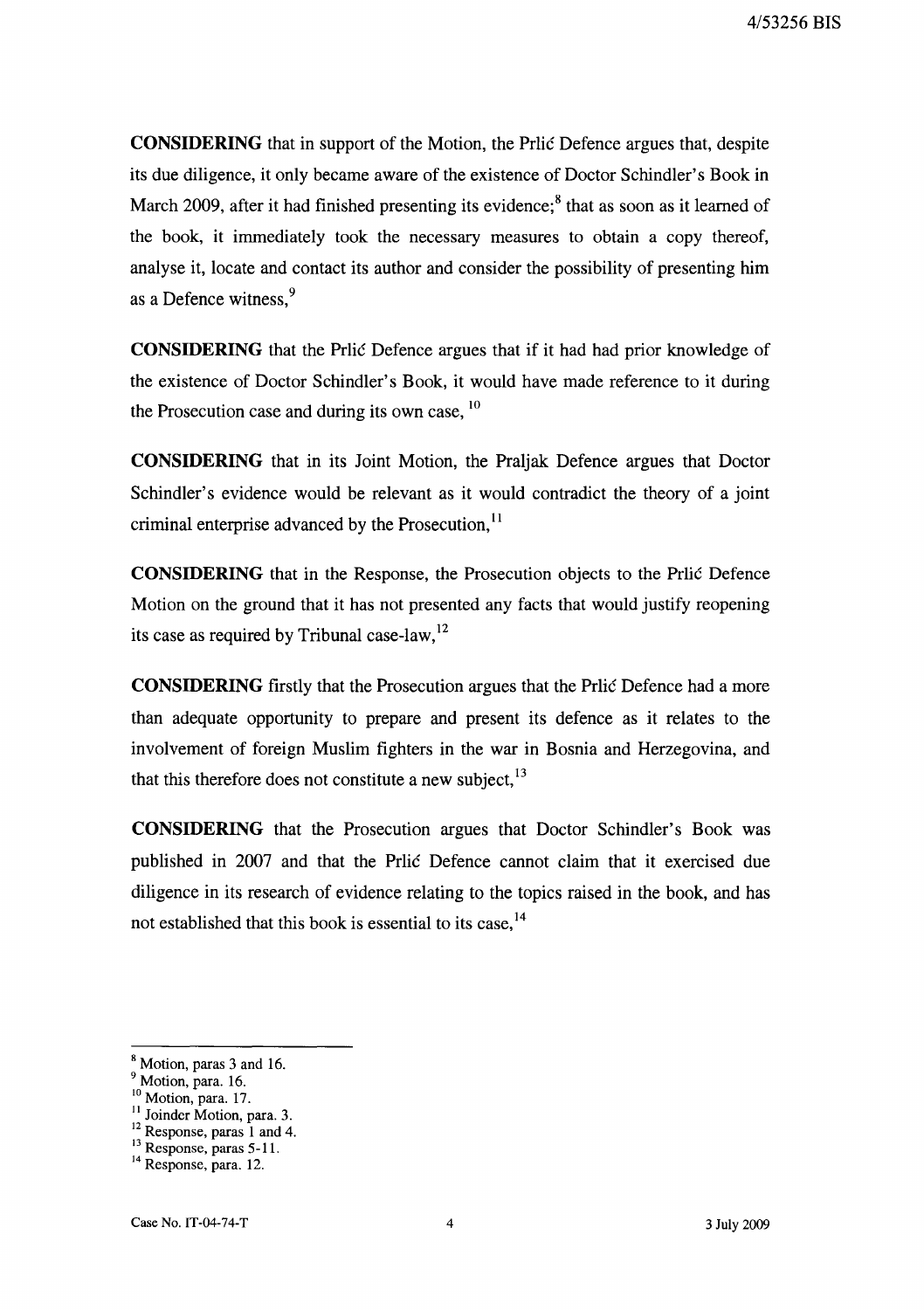**CONSIDERING** that in support of the Motion, the Prlić Defence argues that, despite its due diligence, it only became aware of the existence of Doctor Schindler's Book in March 2009, after it had finished presenting its evidence;[8] that as soon as it learned of the book, it immediately took the necessary measures to obtain a copy thereof, analyse it, locate and contact its author and consider the possibility of presenting him as a Defence witness,[9]

**CONSIDERING** that the Prlić Defence argues that if it had had prior knowledge of the existence of Doctor Schindler's Book, it would have made reference to it during the Prosecution case and during its own case, [10]

**CONSIDERING** that in its Joint Motion, the Praljak Defence argues that Doctor Schindler's evidence would be relevant as it would contradict the theory of a joint criminal enterprise advanced by the Prosecution,[11]

**CONSIDERING** that in the Response, the Prosecution objects to the Prlić Defence Motion on the ground that it has not presented any facts that would justify reopening its case as required by Tribunal case-law,[12]

**CONSIDERING** firstly that the Prosecution argues that the Prlić Defence had a more than adequate opportunity to prepare and present its defence as it relates to the involvement of foreign Muslim fighters in the war in Bosnia and Herzegovina, and that this therefore does not constitute a new subject,[13]

**CONSIDERING** that the Prosecution argues that Doctor Schindler's Book was published in 2007 and that the Prlić Defence cannot claim that it exercised due diligence in its research of evidence relating to the topics raised in the book, and has not established that this book is essential to its case,[14]

---

[8] Motion, paras 3 and 16.
[9] Motion, para. 16.
[10] Motion, para. 17.
[11] Joinder Motion, para. 3.
[12] Response, paras 1 and 4.
[13] Response, paras 5-11.
[14] Response, para. 12.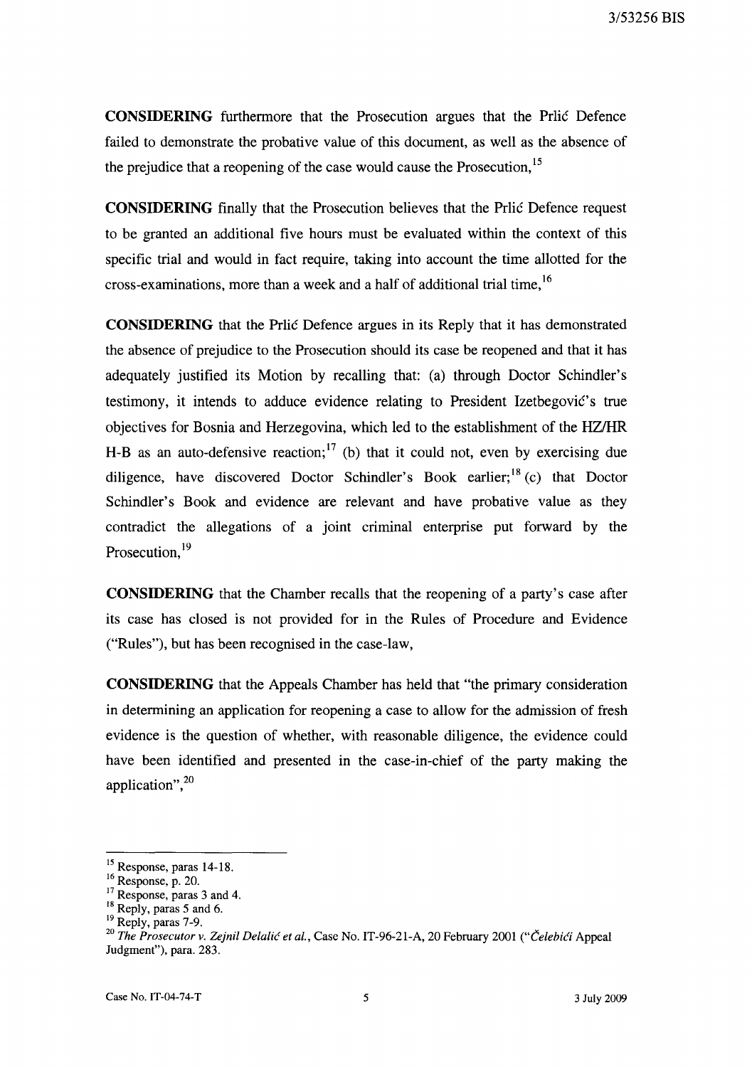**CONSIDERING** furthermore that the Prosecution argues that the Prlić Defence failed to demonstrate the probative value of this document, as well as the absence of the prejudice that a reopening of the case would cause the Prosecution,[15]

**CONSIDERING** finally that the Prosecution believes that the Prlić Defence request to be granted an additional five hours must be evaluated within the context of this specific trial and would in fact require, taking into account the time allotted for the cross-examinations, more than a week and a half of additional trial time,[16]

**CONSIDERING** that the Prlić Defence argues in its Reply that it has demonstrated the absence of prejudice to the Prosecution should its case be reopened and that it has adequately justified its Motion by recalling that: (a) through Doctor Schindler's testimony, it intends to adduce evidence relating to President Izetbegović's true objectives for Bosnia and Herzegovina, which led to the establishment of the HZ/HR H-B as an auto-defensive reaction;[17] (b) that it could not, even by exercising due diligence, have discovered Doctor Schindler's Book earlier;[18] (c) that Doctor Schindler's Book and evidence are relevant and have probative value as they contradict the allegations of a joint criminal enterprise put forward by the Prosecution,[19]

**CONSIDERING** that the Chamber recalls that the reopening of a party's case after its case has closed is not provided for in the Rules of Procedure and Evidence ("Rules"), but has been recognised in the case-law,

**CONSIDERING** that the Appeals Chamber has held that "the primary consideration in determining an application for reopening a case to allow for the admission of fresh evidence is the question of whether, with reasonable diligence, the evidence could have been identified and presented in the case-in-chief of the party making the application",[20]

---

[15] Response, paras 14-18.

[16] Response, p. 20.

[17] Response, paras 3 and 4.

[18] Reply, paras 5 and 6.

[19] Reply, paras 7-9.

[20] *The Prosecutor v. Zejnil Delalić et al.*, Case No. IT-96-21-A, 20 February 2001 ("*Čelebići* Appeal Judgment"), para. 283.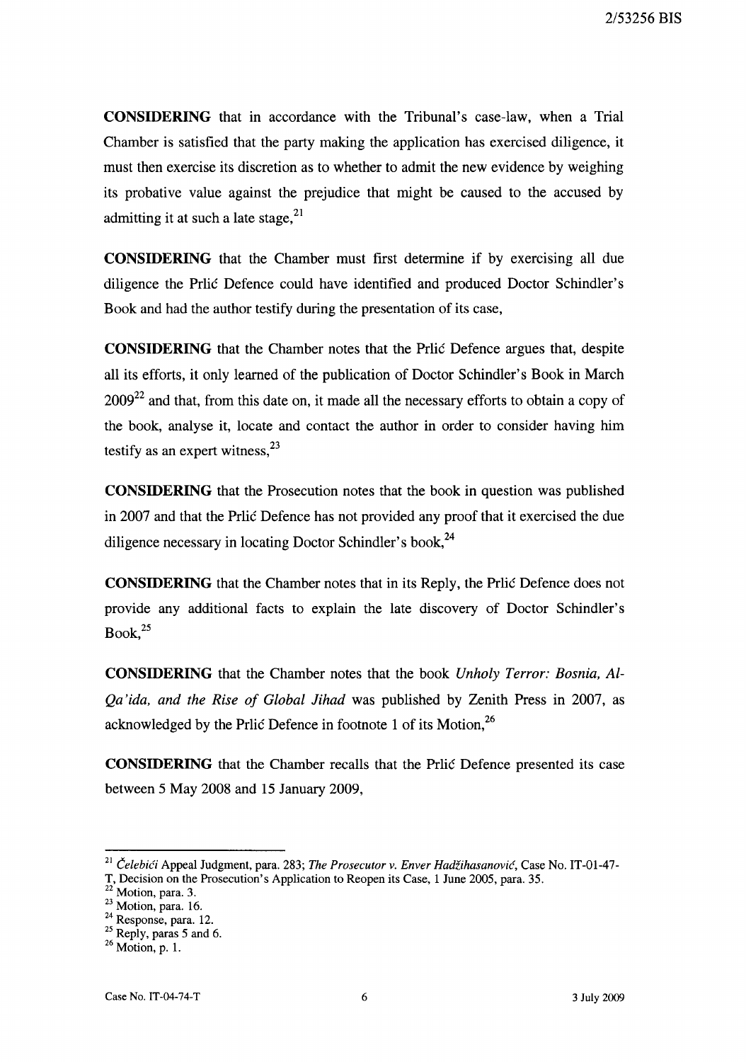**CONSIDERING** that in accordance with the Tribunal's case-law, when a Trial Chamber is satisfied that the party making the application has exercised diligence, it must then exercise its discretion as to whether to admit the new evidence by weighing its probative value against the prejudice that might be caused to the accused by admitting it at such a late stage,[21]

**CONSIDERING** that the Chamber must first determine if by exercising all due diligence the Prlić Defence could have identified and produced Doctor Schindler's Book and had the author testify during the presentation of its case,

**CONSIDERING** that the Chamber notes that the Prlić Defence argues that, despite all its efforts, it only learned of the publication of Doctor Schindler's Book in March 2009[22] and that, from this date on, it made all the necessary efforts to obtain a copy of the book, analyse it, locate and contact the author in order to consider having him testify as an expert witness,[23]

**CONSIDERING** that the Prosecution notes that the book in question was published in 2007 and that the Prlić Defence has not provided any proof that it exercised the due diligence necessary in locating Doctor Schindler's book,[24]

**CONSIDERING** that the Chamber notes that in its Reply, the Prlić Defence does not provide any additional facts to explain the late discovery of Doctor Schindler's Book,[25]

**CONSIDERING** that the Chamber notes that the book *Unholy Terror: Bosnia, Al-Qa'ida, and the Rise of Global Jihad* was published by Zenith Press in 2007, as acknowledged by the Prlić Defence in footnote 1 of its Motion,[26]

**CONSIDERING** that the Chamber recalls that the Prlić Defence presented its case between 5 May 2008 and 15 January 2009,

---

[21] *Čelebići* Appeal Judgment, para. 283; *The Prosecutor v. Enver Hadžihasanović*, Case No. IT-01-47-T, Decision on the Prosecution's Application to Reopen its Case, 1 June 2005, para. 35.

[22] Motion, para. 3.

[23] Motion, para. 16.

[24] Response, para. 12.

[25] Reply, paras 5 and 6.

[26] Motion, p. 1.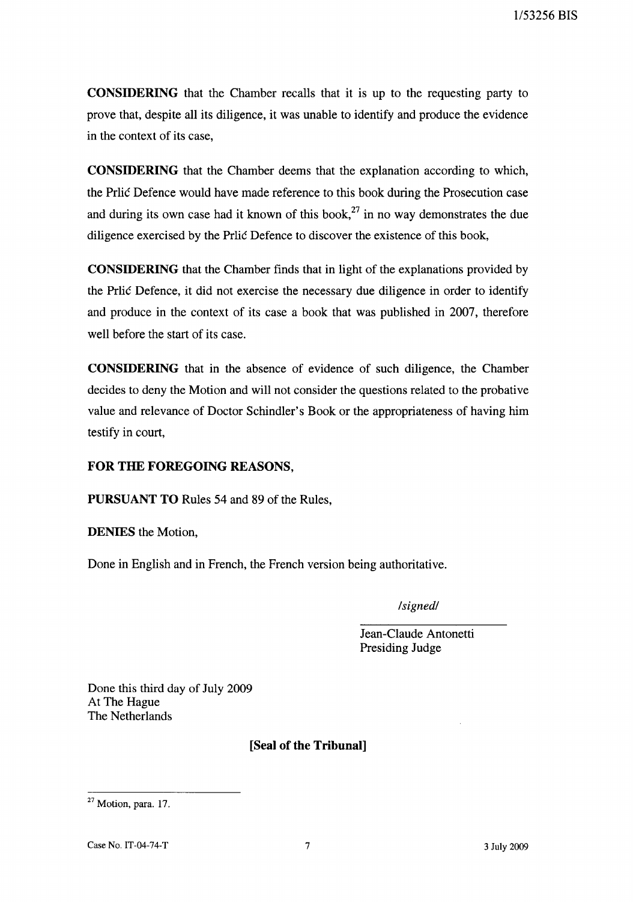**CONSIDERING** that the Chamber recalls that it is up to the requesting party to prove that, despite all its diligence, it was unable to identify and produce the evidence in the context of its case,

**CONSIDERING** that the Chamber deems that the explanation according to which, the Prlić Defence would have made reference to this book during the Prosecution case and during its own case had it known of this book,[27] in no way demonstrates the due diligence exercised by the Prlić Defence to discover the existence of this book,

**CONSIDERING** that the Chamber finds that in light of the explanations provided by the Prlić Defence, it did not exercise the necessary due diligence in order to identify and produce in the context of its case a book that was published in 2007, therefore well before the start of its case.

**CONSIDERING** that in the absence of evidence of such diligence, the Chamber decides to deny the Motion and will not consider the questions related to the probative value and relevance of Doctor Schindler's Book or the appropriateness of having him testify in court,

**FOR THE FOREGOING REASONS,**

**PURSUANT TO** Rules 54 and 89 of the Rules,

**DENIES** the Motion,

Done in English and in French, the French version being authoritative.

*/signed/*

Jean-Claude Antonetti
Presiding Judge

Done this third day of July 2009
At The Hague
The Netherlands

**[Seal of the Tribunal]**

---

[27] Motion, para. 17.